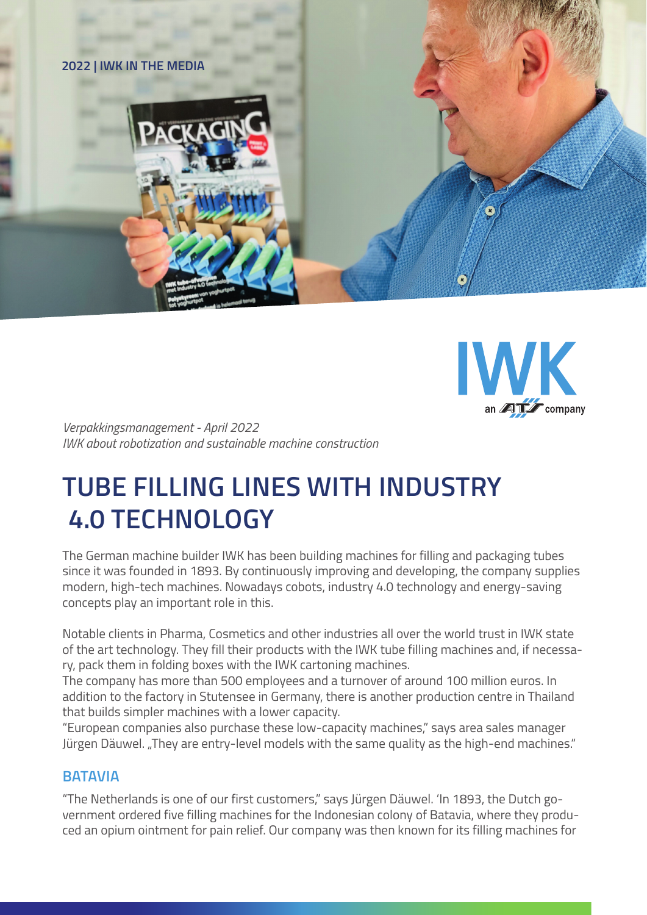2022 | IWK IN THE MEDIA

*Verpakkingsmanagement - April 2022*
*IWK about robotization and sustainable machine construction*

# TUBE FILLING LINES WITH INDUSTRY 4.0 TECHNOLOGY

The German machine builder IWK has been building machines for filling and packaging tubes since it was founded in 1893. By continuously improving and developing, the company supplies modern, high-tech machines. Nowadays cobots, industry 4.0 technology and energy-saving concepts play an important role in this.

Notable clients in Pharma, Cosmetics and other industries all over the world trust in IWK state of the art technology. They fill their products with the IWK tube filling machines and, if necessary, pack them in folding boxes with the IWK cartoning machines.
The company has more than 500 employees and a turnover of around 100 million euros. In addition to the factory in Stutensee in Germany, there is another production centre in Thailand that builds simpler machines with a lower capacity.
"European companies also purchase these low-capacity machines," says area sales manager Jürgen Däuwel. „They are entry-level models with the same quality as the high-end machines."

## BATAVIA

"The Netherlands is one of our first customers," says Jürgen Däuwel. 'In 1893, the Dutch government ordered five filling machines for the Indonesian colony of Batavia, where they produced an opium ointment for pain relief. Our company was then known for its filling machines for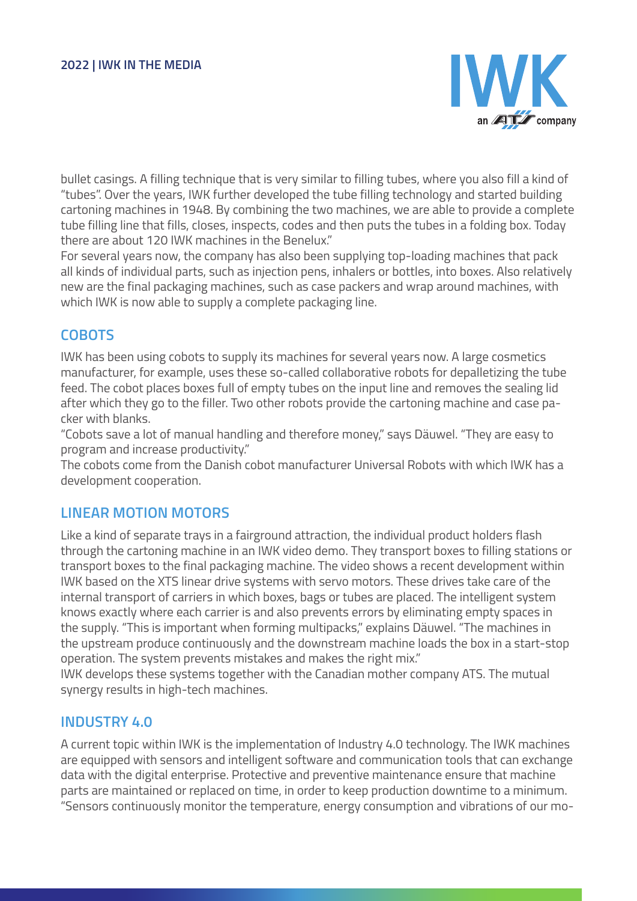bullet casings. A filling technique that is very similar to filling tubes, where you also fill a kind of "tubes". Over the years, IWK further developed the tube filling technology and started building cartoning machines in 1948. By combining the two machines, we are able to provide a complete tube filling line that fills, closes, inspects, codes and then puts the tubes in a folding box. Today there are about 120 IWK machines in the Benelux."

For several years now, the company has also been supplying top-loading machines that pack all kinds of individual parts, such as injection pens, inhalers or bottles, into boxes. Also relatively new are the final packaging machines, such as case packers and wrap around machines, with which IWK is now able to supply a complete packaging line.

## COBOTS

IWK has been using cobots to supply its machines for several years now. A large cosmetics manufacturer, for example, uses these so-called collaborative robots for depalletizing the tube feed. The cobot places boxes full of empty tubes on the input line and removes the sealing lid after which they go to the filler. Two other robots provide the cartoning machine and case packer with blanks.

"Cobots save a lot of manual handling and therefore money," says Däuwel. "They are easy to program and increase productivity."

The cobots come from the Danish cobot manufacturer Universal Robots with which IWK has a development cooperation.

## LINEAR MOTION MOTORS

Like a kind of separate trays in a fairground attraction, the individual product holders flash through the cartoning machine in an IWK video demo. They transport boxes to filling stations or transport boxes to the final packaging machine. The video shows a recent development within IWK based on the XTS linear drive systems with servo motors. These drives take care of the internal transport of carriers in which boxes, bags or tubes are placed. The intelligent system knows exactly where each carrier is and also prevents errors by eliminating empty spaces in the supply. "This is important when forming multipacks," explains Däuwel. "The machines in the upstream produce continuously and the downstream machine loads the box in a start-stop operation. The system prevents mistakes and makes the right mix."

IWK develops these systems together with the Canadian mother company ATS. The mutual synergy results in high-tech machines.

## INDUSTRY 4.0

A current topic within IWK is the implementation of Industry 4.0 technology. The IWK machines are equipped with sensors and intelligent software and communication tools that can exchange data with the digital enterprise. Protective and preventive maintenance ensure that machine parts are maintained or replaced on time, in order to keep production downtime to a minimum. "Sensors continuously monitor the temperature, energy consumption and vibrations of our mo-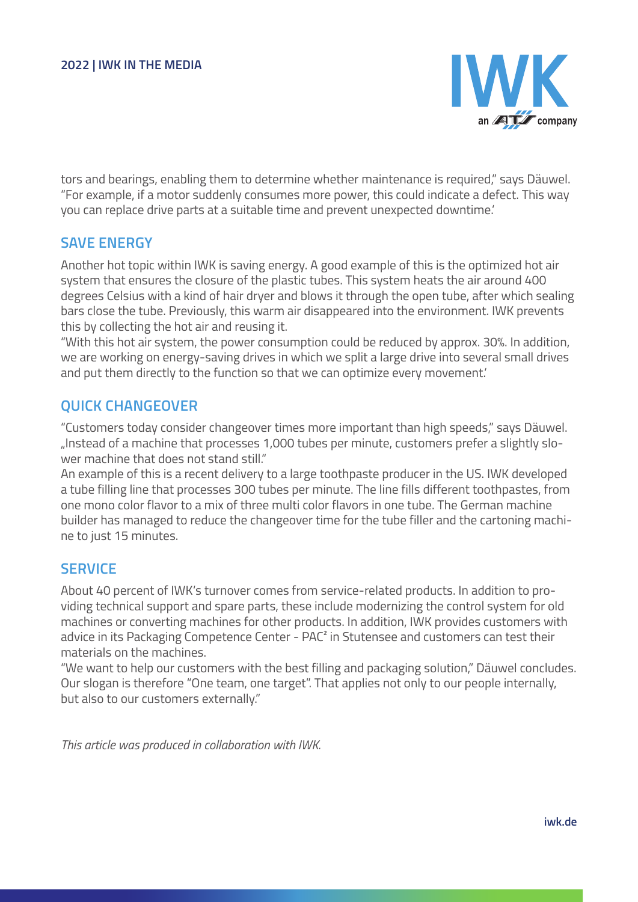tors and bearings, enabling them to determine whether maintenance is required," says Däuwel. "For example, if a motor suddenly consumes more power, this could indicate a defect. This way you can replace drive parts at a suitable time and prevent unexpected downtime.'

## SAVE ENERGY

Another hot topic within IWK is saving energy. A good example of this is the optimized hot air system that ensures the closure of the plastic tubes. This system heats the air around 400 degrees Celsius with a kind of hair dryer and blows it through the open tube, after which sealing bars close the tube. Previously, this warm air disappeared into the environment. IWK prevents this by collecting the hot air and reusing it.

"With this hot air system, the power consumption could be reduced by approx. 30%. In addition, we are working on energy-saving drives in which we split a large drive into several small drives and put them directly to the function so that we can optimize every movement.'

## QUICK CHANGEOVER

"Customers today consider changeover times more important than high speeds," says Däuwel. „Instead of a machine that processes 1,000 tubes per minute, customers prefer a slightly slower machine that does not stand still."

An example of this is a recent delivery to a large toothpaste producer in the US. IWK developed a tube filling line that processes 300 tubes per minute. The line fills different toothpastes, from one mono color flavor to a mix of three multi color flavors in one tube. The German machine builder has managed to reduce the changeover time for the tube filler and the cartoning machine to just 15 minutes.

## SERVICE

About 40 percent of IWK's turnover comes from service-related products. In addition to providing technical support and spare parts, these include modernizing the control system for old machines or converting machines for other products. In addition, IWK provides customers with advice in its Packaging Competence Center - PAC² in Stutensee and customers can test their materials on the machines.

"We want to help our customers with the best filling and packaging solution," Däuwel concludes. Our slogan is therefore "One team, one target". That applies not only to our people internally, but also to our customers externally."

*This article was produced in collaboration with IWK.*